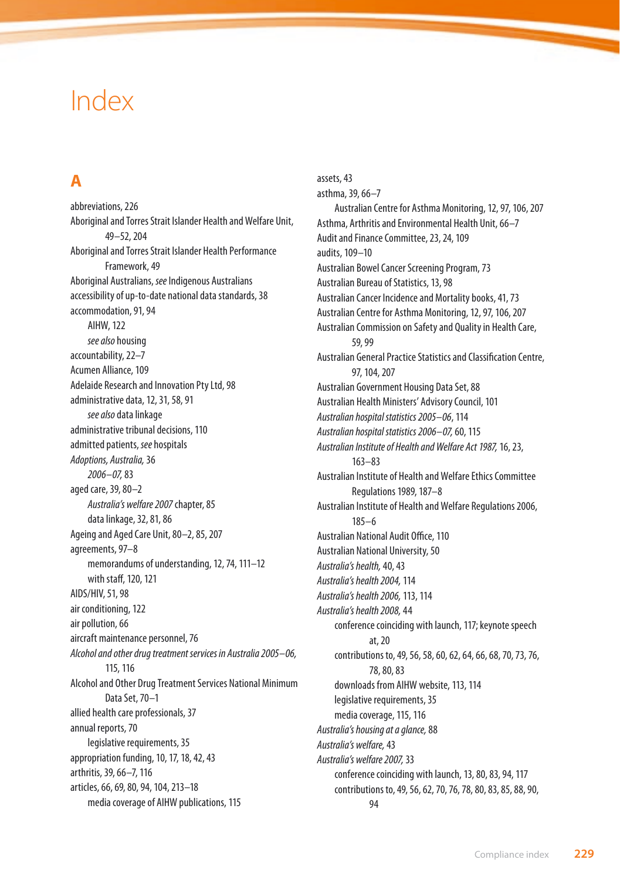# Index

## A

abbreviations, 226
Aboriginal and Torres Strait Islander Health and Welfare Unit, 49–52, 204
Aboriginal and Torres Strait Islander Health Performance Framework, 49
Aboriginal Australians, *see* Indigenous Australians
accessibility of up-to-date national data standards, 38
accommodation, 91, 94
  AIHW, 122
  *see also* housing
accountability, 22–7
Acumen Alliance, 109
Adelaide Research and Innovation Pty Ltd, 98
administrative data, 12, 31, 58, 91
  *see also* data linkage
administrative tribunal decisions, 110
admitted patients, *see* hospitals
*Adoptions, Australia,* 36
  *2006–07,* 83
aged care, 39, 80–2
  *Australia's welfare 2007* chapter, 85
  data linkage, 32, 81, 86
Ageing and Aged Care Unit, 80–2, 85, 207
agreements, 97–8
  memorandums of understanding, 12, 74, 111–12
  with staff, 120, 121
AIDS/HIV, 51, 98
air conditioning, 122
air pollution, 66
aircraft maintenance personnel, 76
*Alcohol and other drug treatment services in Australia 2005–06,* 115, 116
Alcohol and Other Drug Treatment Services National Minimum Data Set, 70–1
allied health care professionals, 37
annual reports, 70
  legislative requirements, 35
appropriation funding, 10, 17, 18, 42, 43
arthritis, 39, 66–7, 116
articles, 66, 69, 80, 94, 104, 213–18
  media coverage of AIHW publications, 115

assets, 43
asthma, 39, 66–7
  Australian Centre for Asthma Monitoring, 12, 97, 106, 207
Asthma, Arthritis and Environmental Health Unit, 66–7
Audit and Finance Committee, 23, 24, 109
audits, 109–10
Australian Bowel Cancer Screening Program, 73
Australian Bureau of Statistics, 13, 98
Australian Cancer Incidence and Mortality books, 41, 73
Australian Centre for Asthma Monitoring, 12, 97, 106, 207
Australian Commission on Safety and Quality in Health Care, 59, 99
Australian General Practice Statistics and Classification Centre, 97, 104, 207
Australian Government Housing Data Set, 88
Australian Health Ministers' Advisory Council, 101
*Australian hospital statistics 2005–06*, 114
*Australian hospital statistics 2006–07,* 60, 115
*Australian Institute of Health and Welfare Act 1987,* 16, 23, 163–83
Australian Institute of Health and Welfare Ethics Committee Regulations 1989, 187–8
Australian Institute of Health and Welfare Regulations 2006, 185–6
Australian National Audit Office, 110
Australian National University, 50
*Australia's health,* 40, 43
*Australia's health 2004,* 114
*Australia's health 2006,* 113, 114
*Australia's health 2008,* 44
  conference coinciding with launch, 117; keynote speech at, 20
  contributions to, 49, 56, 58, 60, 62, 64, 66, 68, 70, 73, 76, 78, 80, 83
  downloads from AIHW website, 113, 114
  legislative requirements, 35
  media coverage, 115, 116
*Australia's housing at a glance,* 88
*Australia's welfare,* 43
*Australia's welfare 2007,* 33
  conference coinciding with launch, 13, 80, 83, 94, 117
  contributions to, 49, 56, 62, 70, 76, 78, 80, 83, 85, 88, 90, 94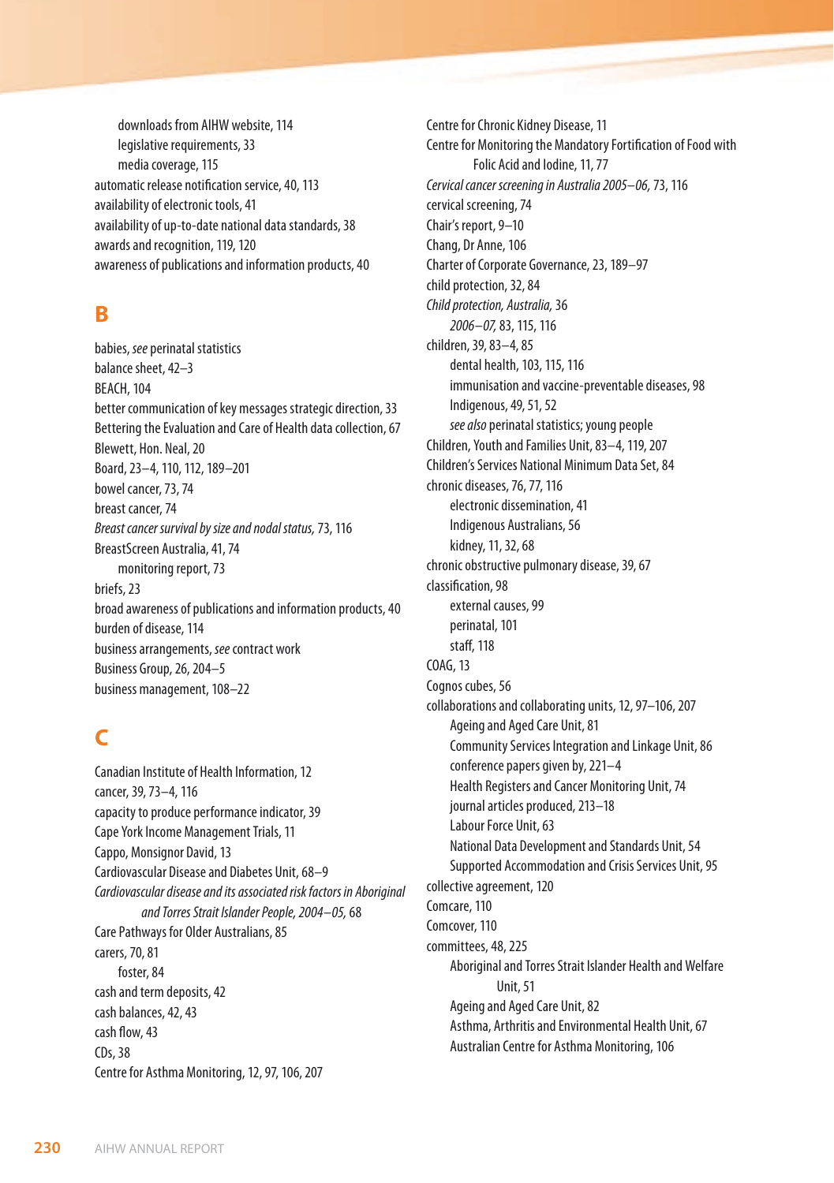downloads from AIHW website, 114
legislative requirements, 33
media coverage, 115

automatic release notification service, 40, 113
availability of electronic tools, 41
availability of up-to-date national data standards, 38
awards and recognition, 119, 120
awareness of publications and information products, 40

## B

babies, *see* perinatal statistics
balance sheet, 42–3
BEACH, 104
better communication of key messages strategic direction, 33
Bettering the Evaluation and Care of Health data collection, 67
Blewett, Hon. Neal, 20
Board, 23–4, 110, 112, 189–201
bowel cancer, 73, 74
breast cancer, 74
*Breast cancer survival by size and nodal status,* 73, 116
BreastScreen Australia, 41, 74
monitoring report, 73

briefs, 23
broad awareness of publications and information products, 40
burden of disease, 114
business arrangements, *see* contract work
Business Group, 26, 204–5
business management, 108–22

## C

Canadian Institute of Health Information, 12
cancer, 39, 73–4, 116
capacity to produce performance indicator, 39
Cape York Income Management Trials, 11
Cappo, Monsignor David, 13
Cardiovascular Disease and Diabetes Unit, 68–9
*Cardiovascular disease and its associated risk factors in Aboriginal and Torres Strait Islander People, 2004–05,* 68
Care Pathways for Older Australians, 85
carers, 70, 81
foster, 84

cash and term deposits, 42
cash balances, 42, 43
cash flow, 43
CDs, 38
Centre for Asthma Monitoring, 12, 97, 106, 207
Centre for Chronic Kidney Disease, 11
Centre for Monitoring the Mandatory Fortification of Food with Folic Acid and Iodine, 11, 77
*Cervical cancer screening in Australia 2005–06,* 73, 116
cervical screening, 74
Chair's report, 9–10
Chang, Dr Anne, 106
Charter of Corporate Governance, 23, 189–97
child protection, 32, 84
*Child protection, Australia,* 36
*2006–07,* 83, 115, 116

children, 39, 83–4, 85
dental health, 103, 115, 116
immunisation and vaccine-preventable diseases, 98
Indigenous, 49, 51, 52
*see also* perinatal statistics; young people

Children, Youth and Families Unit, 83–4, 119, 207
Children's Services National Minimum Data Set, 84
chronic diseases, 76, 77, 116
electronic dissemination, 41
Indigenous Australians, 56
kidney, 11, 32, 68

chronic obstructive pulmonary disease, 39, 67
classification, 98
external causes, 99
perinatal, 101
staff, 118

COAG, 13
Cognos cubes, 56
collaborations and collaborating units, 12, 97–106, 207
Ageing and Aged Care Unit, 81
Community Services Integration and Linkage Unit, 86
conference papers given by, 221–4
Health Registers and Cancer Monitoring Unit, 74
journal articles produced, 213–18
Labour Force Unit, 63
National Data Development and Standards Unit, 54
Supported Accommodation and Crisis Services Unit, 95

collective agreement, 120
Comcare, 110
Comcover, 110
committees, 48, 225
Aboriginal and Torres Strait Islander Health and Welfare Unit, 51
Ageing and Aged Care Unit, 82
Asthma, Arthritis and Environmental Health Unit, 67
Australian Centre for Asthma Monitoring, 106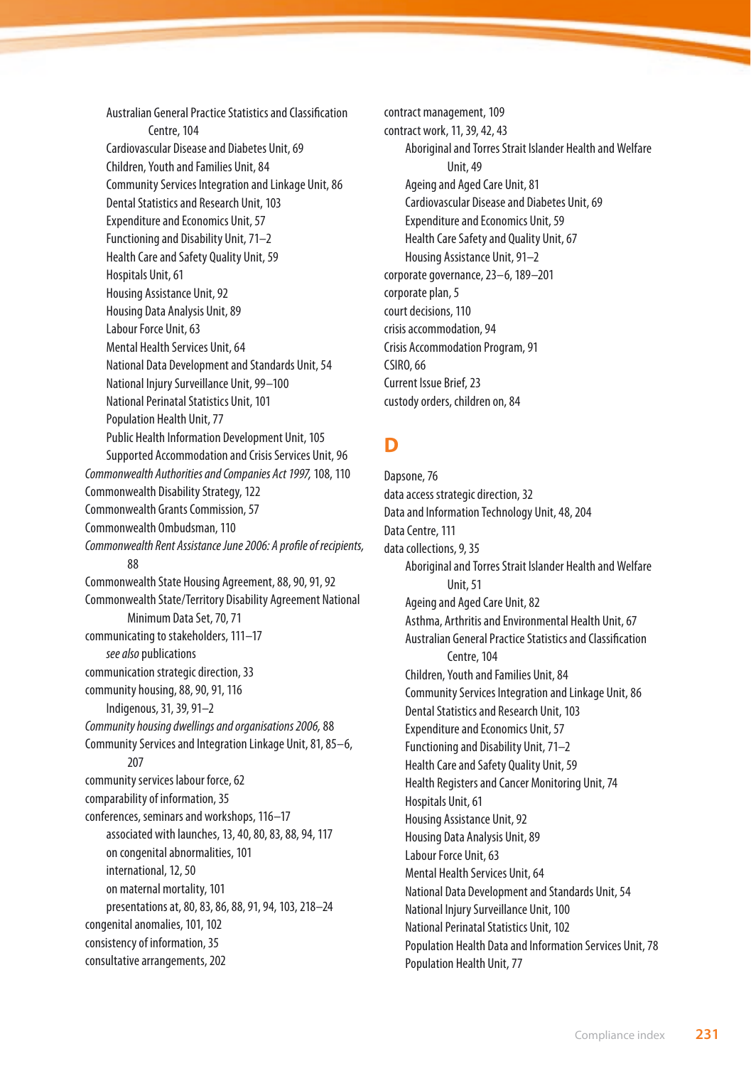- Australian General Practice Statistics and Classification Centre, 104
  - Cardiovascular Disease and Diabetes Unit, 69
  - Children, Youth and Families Unit, 84
  - Community Services Integration and Linkage Unit, 86
  - Dental Statistics and Research Unit, 103
  - Expenditure and Economics Unit, 57
  - Functioning and Disability Unit, 71–2
  - Health Care and Safety Quality Unit, 59
  - Hospitals Unit, 61
  - Housing Assistance Unit, 92
  - Housing Data Analysis Unit, 89
  - Labour Force Unit, 63
  - Mental Health Services Unit, 64
  - National Data Development and Standards Unit, 54
  - National Injury Surveillance Unit, 99–100
  - National Perinatal Statistics Unit, 101
  - Population Health Unit, 77
  - Public Health Information Development Unit, 105
  - Supported Accommodation and Crisis Services Unit, 96
- *Commonwealth Authorities and Companies Act 1997,* 108, 110
- Commonwealth Disability Strategy, 122
- Commonwealth Grants Commission, 57
- Commonwealth Ombudsman, 110
- *Commonwealth Rent Assistance June 2006: A profile of recipients,* 88
- Commonwealth State Housing Agreement, 88, 90, 91, 92
- Commonwealth State/Territory Disability Agreement National Minimum Data Set, 70, 71
- communicating to stakeholders, 111–17
  - *see also* publications
- communication strategic direction, 33
- community housing, 88, 90, 91, 116
  - Indigenous, 31, 39, 91–2
- *Community housing dwellings and organisations 2006,* 88
- Community Services and Integration Linkage Unit, 81, 85–6, 207
- community services labour force, 62
- comparability of information, 35
- conferences, seminars and workshops, 116–17
  - associated with launches, 13, 40, 80, 83, 88, 94, 117
  - on congenital abnormalities, 101
  - international, 12, 50
  - on maternal mortality, 101
  - presentations at, 80, 83, 86, 88, 91, 94, 103, 218–24
- congenital anomalies, 101, 102
- consistency of information, 35
- consultative arrangements, 202
- contract management, 109
- contract work, 11, 39, 42, 43
  - Aboriginal and Torres Strait Islander Health and Welfare Unit, 49
  - Ageing and Aged Care Unit, 81
  - Cardiovascular Disease and Diabetes Unit, 69
  - Expenditure and Economics Unit, 59
  - Health Care Safety and Quality Unit, 67
  - Housing Assistance Unit, 91–2
- corporate governance, 23–6, 189–201
- corporate plan, 5
- court decisions, 110
- crisis accommodation, 94
- Crisis Accommodation Program, 91
- CSIRO, 66
- Current Issue Brief, 23
- custody orders, children on, 84

## D

- Dapsone, 76
- data access strategic direction, 32
- Data and Information Technology Unit, 48, 204
- Data Centre, 111
- data collections, 9, 35
  - Aboriginal and Torres Strait Islander Health and Welfare Unit, 51
  - Ageing and Aged Care Unit, 82
  - Asthma, Arthritis and Environmental Health Unit, 67
  - Australian General Practice Statistics and Classification Centre, 104
  - Children, Youth and Families Unit, 84
  - Community Services Integration and Linkage Unit, 86
  - Dental Statistics and Research Unit, 103
  - Expenditure and Economics Unit, 57
  - Functioning and Disability Unit, 71–2
  - Health Care and Safety Quality Unit, 59
  - Health Registers and Cancer Monitoring Unit, 74
  - Hospitals Unit, 61
  - Housing Assistance Unit, 92
  - Housing Data Analysis Unit, 89
  - Labour Force Unit, 63
  - Mental Health Services Unit, 64
  - National Data Development and Standards Unit, 54
  - National Injury Surveillance Unit, 100
  - National Perinatal Statistics Unit, 102
  - Population Health Data and Information Services Unit, 78
  - Population Health Unit, 77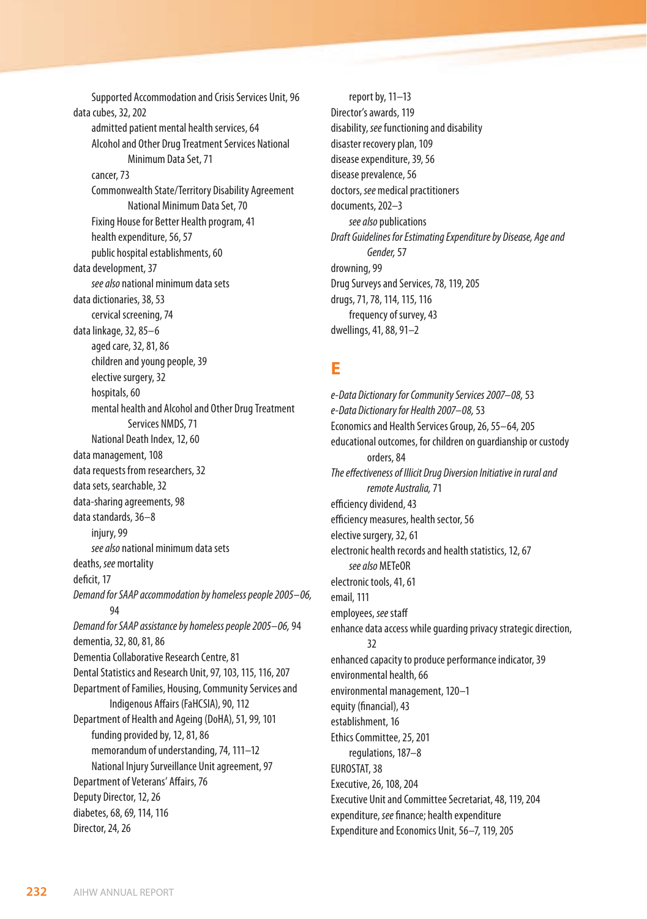Supported Accommodation and Crisis Services Unit, 96

data cubes, 32, 202

admitted patient mental health services, 64

Alcohol and Other Drug Treatment Services National Minimum Data Set, 71

cancer, 73

Commonwealth State/Territory Disability Agreement National Minimum Data Set, 70

Fixing House for Better Health program, 41

health expenditure, 56, 57

public hospital establishments, 60

data development, 37

*see also* national minimum data sets

data dictionaries, 38, 53

cervical screening, 74

data linkage, 32, 85–6

aged care, 32, 81, 86

children and young people, 39

elective surgery, 32

hospitals, 60

mental health and Alcohol and Other Drug Treatment Services NMDS, 71

National Death Index, 12, 60

data management, 108

data requests from researchers, 32

data sets, searchable, 32

data-sharing agreements, 98

data standards, 36–8

injury, 99

*see also* national minimum data sets

deaths, *see* mortality

deficit, 17

*Demand for SAAP accommodation by homeless people 2005–06,* 94

*Demand for SAAP assistance by homeless people 2005–06,* 94

dementia, 32, 80, 81, 86

Dementia Collaborative Research Centre, 81

Dental Statistics and Research Unit, 97, 103, 115, 116, 207

Department of Families, Housing, Community Services and Indigenous Affairs (FaHCSIA), 90, 112

Department of Health and Ageing (DoHA), 51, 99, 101

funding provided by, 12, 81, 86

memorandum of understanding, 74, 111–12

National Injury Surveillance Unit agreement, 97

Department of Veterans' Affairs, 76

Deputy Director, 12, 26

diabetes, 68, 69, 114, 116

Director, 24, 26

report by, 11–13

Director's awards, 119

disability, *see* functioning and disability

disaster recovery plan, 109

disease expenditure, 39, 56

disease prevalence, 56

doctors, *see* medical practitioners

documents, 202–3

*see also* publications

*Draft Guidelines for Estimating Expenditure by Disease, Age and Gender,* 57

drowning, 99

Drug Surveys and Services, 78, 119, 205

drugs, 71, 78, 114, 115, 116

frequency of survey, 43

dwellings, 41, 88, 91–2

## E

*e-Data Dictionary for Community Services 2007–08,* 53

*e-Data Dictionary for Health 2007–08,* 53

Economics and Health Services Group, 26, 55–64, 205

educational outcomes, for children on guardianship or custody orders, 84

*The effectiveness of Illicit Drug Diversion Initiative in rural and remote Australia,* 71

efficiency dividend, 43

efficiency measures, health sector, 56

elective surgery, 32, 61

electronic health records and health statistics, 12, 67

*see also* METeOR

electronic tools, 41, 61

email, 111

employees, *see* staff

enhance data access while guarding privacy strategic direction, 32

enhanced capacity to produce performance indicator, 39

environmental health, 66

environmental management, 120–1

equity (financial), 43

establishment, 16

Ethics Committee, 25, 201

regulations, 187–8

EUROSTAT, 38

Executive, 26, 108, 204

Executive Unit and Committee Secretariat, 48, 119, 204

expenditure, *see* finance; health expenditure

Expenditure and Economics Unit, 56–7, 119, 205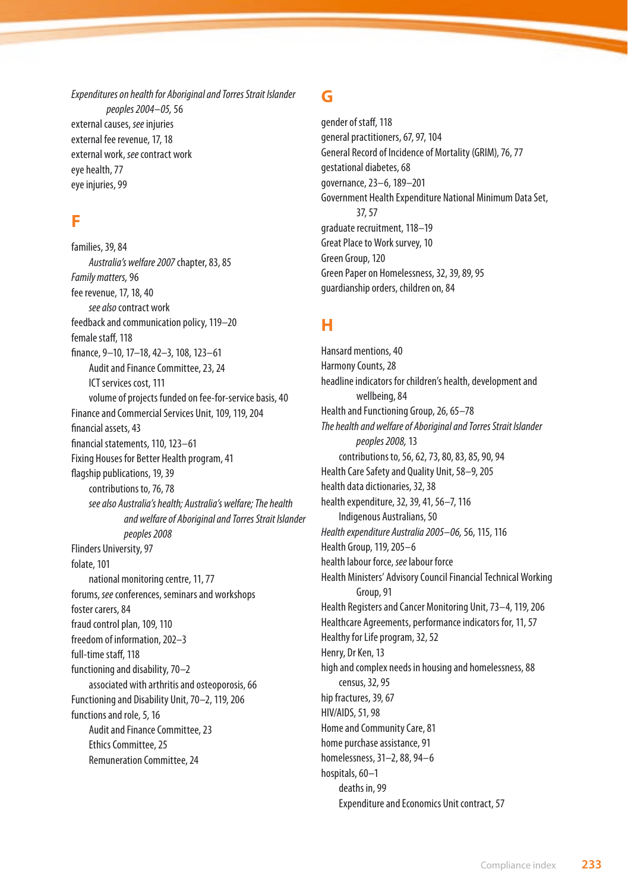*Expenditures on health for Aboriginal and Torres Strait Islander peoples 2004–05,* 56
external causes, *see* injuries
external fee revenue, 17, 18
external work, *see* contract work
eye health, 77
eye injuries, 99

## F

families, 39, 84
- *Australia's welfare 2007* chapter, 83, 85

*Family matters,* 96
fee revenue, 17, 18, 40
- *see also* contract work

feedback and communication policy, 119–20
female staff, 118
finance, 9–10, 17–18, 42–3, 108, 123–61
- Audit and Finance Committee, 23, 24
- ICT services cost, 111
- volume of projects funded on fee-for-service basis, 40

Finance and Commercial Services Unit, 109, 119, 204
financial assets, 43
financial statements, 110, 123–61
Fixing Houses for Better Health program, 41
flagship publications, 19, 39
- contributions to, 76, 78
- *see also Australia's health; Australia's welfare; The health and welfare of Aboriginal and Torres Strait Islander peoples 2008*

Flinders University, 97
folate, 101
- national monitoring centre, 11, 77

forums, *see* conferences, seminars and workshops
foster carers, 84
fraud control plan, 109, 110
freedom of information, 202–3
full-time staff, 118
functioning and disability, 70–2
- associated with arthritis and osteoporosis, 66

Functioning and Disability Unit, 70–2, 119, 206
functions and role, 5, 16
- Audit and Finance Committee, 23
- Ethics Committee, 25
- Remuneration Committee, 24

## G

gender of staff, 118
general practitioners, 67, 97, 104
General Record of Incidence of Mortality (GRIM), 76, 77
gestational diabetes, 68
governance, 23–6, 189–201
Government Health Expenditure National Minimum Data Set, 37, 57
graduate recruitment, 118–19
Great Place to Work survey, 10
Green Group, 120
Green Paper on Homelessness, 32, 39, 89, 95
guardianship orders, children on, 84

## H

Hansard mentions, 40
Harmony Counts, 28
headline indicators for children's health, development and wellbeing, 84
Health and Functioning Group, 26, 65–78
*The health and welfare of Aboriginal and Torres Strait Islander peoples 2008,* 13
- contributions to, 56, 62, 73, 80, 83, 85, 90, 94

Health Care Safety and Quality Unit, 58–9, 205
health data dictionaries, 32, 38
health expenditure, 32, 39, 41, 56–7, 116
- Indigenous Australians, 50

*Health expenditure Australia 2005–06,* 56, 115, 116
Health Group, 119, 205–6
health labour force, *see* labour force
Health Ministers' Advisory Council Financial Technical Working Group, 91
Health Registers and Cancer Monitoring Unit, 73–4, 119, 206
Healthcare Agreements, performance indicators for, 11, 57
Healthy for Life program, 32, 52
Henry, Dr Ken, 13
high and complex needs in housing and homelessness, 88
- census, 32, 95

hip fractures, 39, 67
HIV/AIDS, 51, 98
Home and Community Care, 81
home purchase assistance, 91
homelessness, 31–2, 88, 94–6
hospitals, 60–1
- deaths in, 99
- Expenditure and Economics Unit contract, 57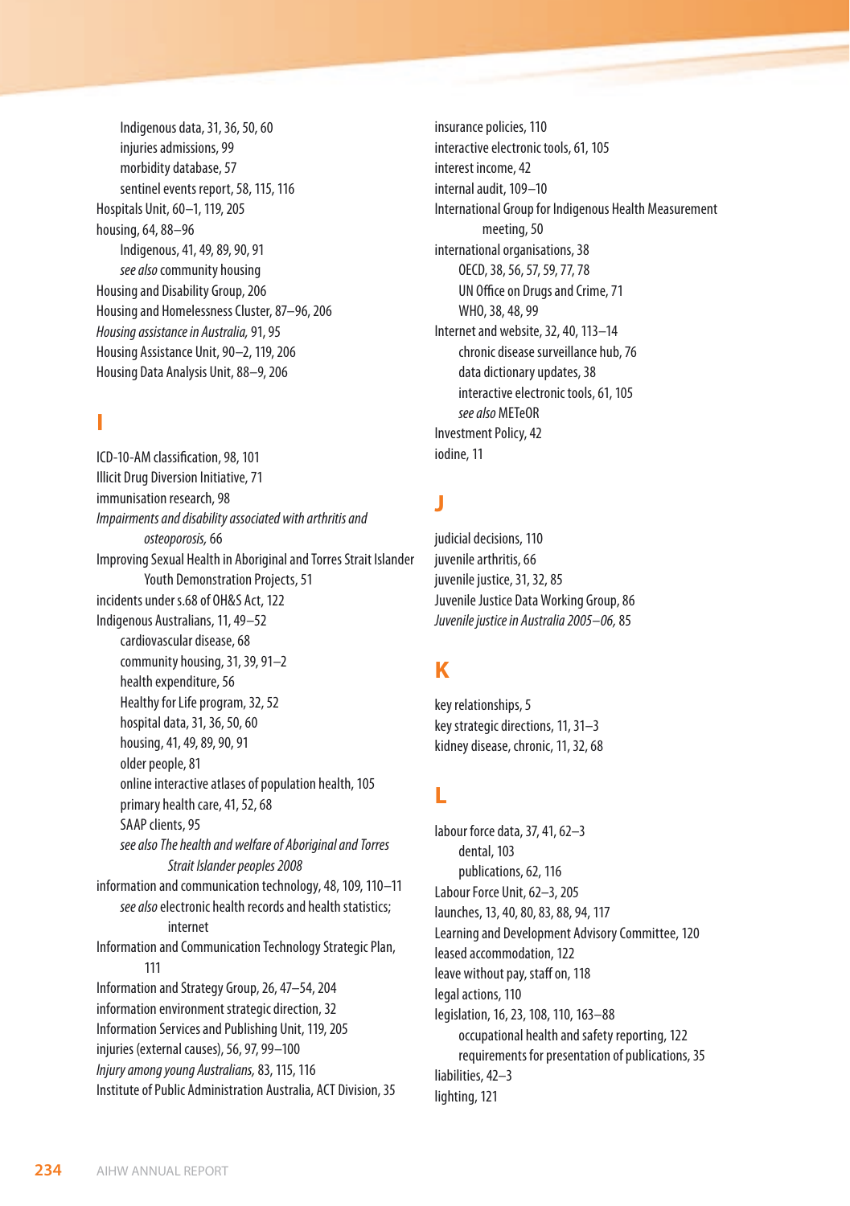Indigenous data, 31, 36, 50, 60
    injuries admissions, 99
    morbidity database, 57
    sentinel events report, 58, 115, 116

Hospitals Unit, 60–1, 119, 205

housing, 64, 88–96
    Indigenous, 41, 49, 89, 90, 91
    *see also* community housing

Housing and Disability Group, 206

Housing and Homelessness Cluster, 87–96, 206

*Housing assistance in Australia,* 91, 95

Housing Assistance Unit, 90–2, 119, 206

Housing Data Analysis Unit, 88–9, 206

## I

ICD-10-AM classification, 98, 101

Illicit Drug Diversion Initiative, 71

immunisation research, 98

*Impairments and disability associated with arthritis and osteoporosis,* 66

Improving Sexual Health in Aboriginal and Torres Strait Islander Youth Demonstration Projects, 51

incidents under s.68 of OH&S Act, 122

Indigenous Australians, 11, 49–52
    cardiovascular disease, 68
    community housing, 31, 39, 91–2
    health expenditure, 56
    Healthy for Life program, 32, 52
    hospital data, 31, 36, 50, 60
    housing, 41, 49, 89, 90, 91
    older people, 81
    online interactive atlases of population health, 105
    primary health care, 41, 52, 68
    SAAP clients, 95
    *see also The health and welfare of Aboriginal and Torres Strait Islander peoples 2008*

information and communication technology, 48, 109, 110–11
    *see also* electronic health records and health statistics; internet

Information and Communication Technology Strategic Plan, 111

Information and Strategy Group, 26, 47–54, 204

information environment strategic direction, 32

Information Services and Publishing Unit, 119, 205

injuries (external causes), 56, 97, 99–100

*Injury among young Australians,* 83, 115, 116

Institute of Public Administration Australia, ACT Division, 35

insurance policies, 110

interactive electronic tools, 61, 105

interest income, 42

internal audit, 109–10

International Group for Indigenous Health Measurement meeting, 50

international organisations, 38
    OECD, 38, 56, 57, 59, 77, 78
    UN Office on Drugs and Crime, 71
    WHO, 38, 48, 99

Internet and website, 32, 40, 113–14
    chronic disease surveillance hub, 76
    data dictionary updates, 38
    interactive electronic tools, 61, 105
    *see also* METeOR

Investment Policy, 42

iodine, 11

## J

judicial decisions, 110

juvenile arthritis, 66

juvenile justice, 31, 32, 85

Juvenile Justice Data Working Group, 86

*Juvenile justice in Australia 2005–06,* 85

## K

key relationships, 5

key strategic directions, 11, 31–3

kidney disease, chronic, 11, 32, 68

## L

labour force data, 37, 41, 62–3
    dental, 103
    publications, 62, 116

Labour Force Unit, 62–3, 205

launches, 13, 40, 80, 83, 88, 94, 117

Learning and Development Advisory Committee, 120

leased accommodation, 122

leave without pay, staff on, 118

legal actions, 110

legislation, 16, 23, 108, 110, 163–88
    occupational health and safety reporting, 122
    requirements for presentation of publications, 35

liabilities, 42–3

lighting, 121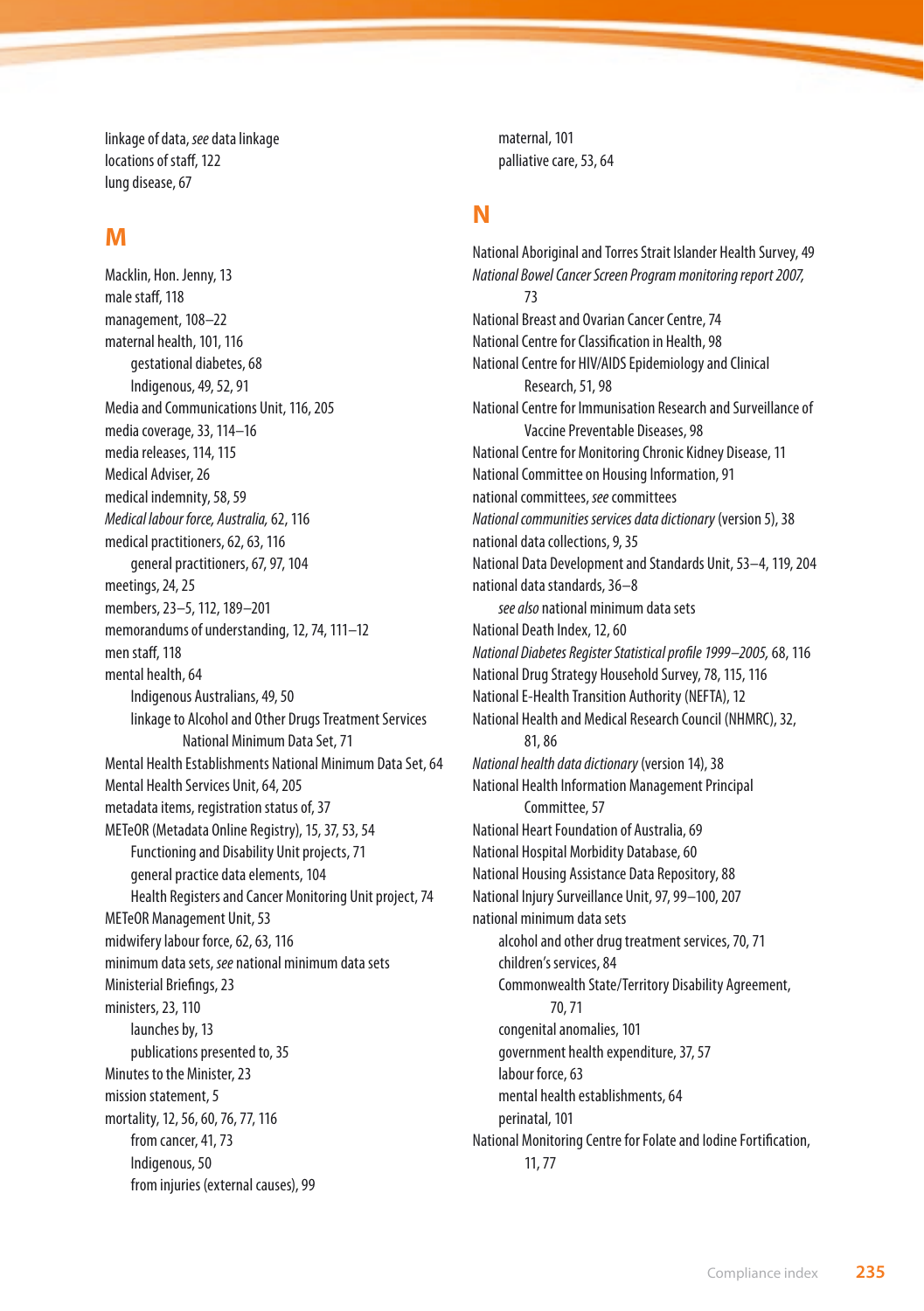linkage of data, *see* data linkage
locations of staff, 122
lung disease, 67

## M

Macklin, Hon. Jenny, 13
male staff, 118
management, 108–22
maternal health, 101, 116
  gestational diabetes, 68
  Indigenous, 49, 52, 91
Media and Communications Unit, 116, 205
media coverage, 33, 114–16
media releases, 114, 115
Medical Adviser, 26
medical indemnity, 58, 59
*Medical labour force, Australia,* 62, 116
medical practitioners, 62, 63, 116
  general practitioners, 67, 97, 104
meetings, 24, 25
members, 23–5, 112, 189–201
memorandums of understanding, 12, 74, 111–12
men staff, 118
mental health, 64
  Indigenous Australians, 49, 50
  linkage to Alcohol and Other Drugs Treatment Services National Minimum Data Set, 71
Mental Health Establishments National Minimum Data Set, 64
Mental Health Services Unit, 64, 205
metadata items, registration status of, 37
METeOR (Metadata Online Registry), 15, 37, 53, 54
  Functioning and Disability Unit projects, 71
  general practice data elements, 104
  Health Registers and Cancer Monitoring Unit project, 74
METeOR Management Unit, 53
midwifery labour force, 62, 63, 116
minimum data sets, *see* national minimum data sets
Ministerial Briefings, 23
ministers, 23, 110
  launches by, 13
  publications presented to, 35
Minutes to the Minister, 23
mission statement, 5
mortality, 12, 56, 60, 76, 77, 116
  from cancer, 41, 73
  Indigenous, 50
  from injuries (external causes), 99
  maternal, 101
  palliative care, 53, 64

## N

National Aboriginal and Torres Strait Islander Health Survey, 49
*National Bowel Cancer Screen Program monitoring report 2007,* 73
National Breast and Ovarian Cancer Centre, 74
National Centre for Classification in Health, 98
National Centre for HIV/AIDS Epidemiology and Clinical Research, 51, 98
National Centre for Immunisation Research and Surveillance of Vaccine Preventable Diseases, 98
National Centre for Monitoring Chronic Kidney Disease, 11
National Committee on Housing Information, 91
national committees, *see* committees
*National communities services data dictionary* (version 5), 38
national data collections, 9, 35
National Data Development and Standards Unit, 53–4, 119, 204
national data standards, 36–8
  *see also* national minimum data sets
National Death Index, 12, 60
*National Diabetes Register Statistical profile 1999–2005,* 68, 116
National Drug Strategy Household Survey, 78, 115, 116
National E-Health Transition Authority (NEFTA), 12
National Health and Medical Research Council (NHMRC), 32, 81, 86
*National health data dictionary* (version 14), 38
National Health Information Management Principal Committee, 57
National Heart Foundation of Australia, 69
National Hospital Morbidity Database, 60
National Housing Assistance Data Repository, 88
National Injury Surveillance Unit, 97, 99–100, 207
national minimum data sets
  alcohol and other drug treatment services, 70, 71
  children's services, 84
  Commonwealth State/Territory Disability Agreement, 70, 71
  congenital anomalies, 101
  government health expenditure, 37, 57
  labour force, 63
  mental health establishments, 64
  perinatal, 101
National Monitoring Centre for Folate and Iodine Fortification, 11, 77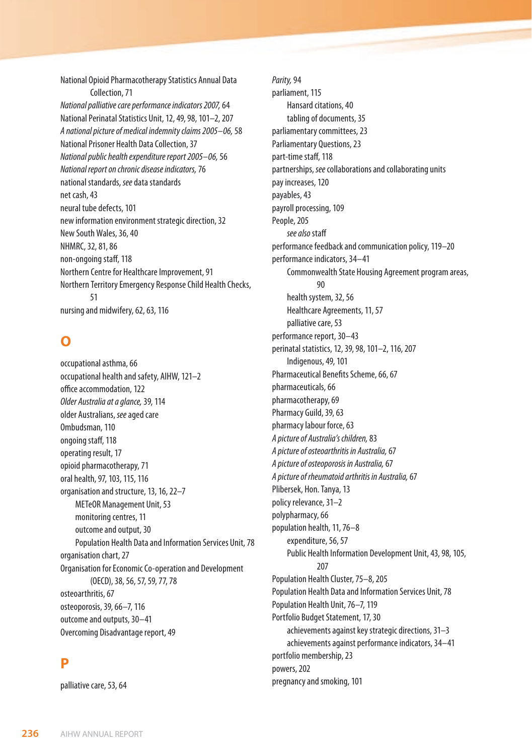National Opioid Pharmacotherapy Statistics Annual Data Collection, 71
*National palliative care performance indicators 2007,* 64
National Perinatal Statistics Unit, 12, 49, 98, 101–2, 207
*A national picture of medical indemnity claims 2005–06,* 58
National Prisoner Health Data Collection, 37
*National public health expenditure report 2005–06,* 56
*National report on chronic disease indicators,* 76
national standards, *see* data standards
net cash, 43
neural tube defects, 101
new information environment strategic direction, 32
New South Wales, 36, 40
NHMRC, 32, 81, 86
non-ongoing staff, 118
Northern Centre for Healthcare Improvement, 91
Northern Territory Emergency Response Child Health Checks, 51
nursing and midwifery, 62, 63, 116

## O

occupational asthma, 66
occupational health and safety, AIHW, 121–2
office accommodation, 122
*Older Australia at a glance,* 39, 114
older Australians, *see* aged care
Ombudsman, 110
ongoing staff, 118
operating result, 17
opioid pharmacotherapy, 71
oral health, 97, 103, 115, 116
organisation and structure, 13, 16, 22–7
  METeOR Management Unit, 53
  monitoring centres, 11
  outcome and output, 30
  Population Health Data and Information Services Unit, 78
organisation chart, 27
Organisation for Economic Co-operation and Development (OECD), 38, 56, 57, 59, 77, 78
osteoarthritis, 67
osteoporosis, 39, 66–7, 116
outcome and outputs, 30–41
Overcoming Disadvantage report, 49

## P

palliative care, 53, 64
*Parity,* 94
parliament, 115
  Hansard citations, 40
  tabling of documents, 35
parliamentary committees, 23
Parliamentary Questions, 23
part-time staff, 118
partnerships, *see* collaborations and collaborating units
pay increases, 120
payables, 43
payroll processing, 109
People, 205
  *see also* staff
performance feedback and communication policy, 119–20
performance indicators, 34–41
  Commonwealth State Housing Agreement program areas, 90
  health system, 32, 56
  Healthcare Agreements, 11, 57
  palliative care, 53
performance report, 30–43
perinatal statistics, 12, 39, 98, 101–2, 116, 207
  Indigenous, 49, 101
Pharmaceutical Benefits Scheme, 66, 67
pharmaceuticals, 66
pharmacotherapy, 69
Pharmacy Guild, 39, 63
pharmacy labour force, 63
*A picture of Australia's children,* 83
*A picture of osteoarthritis in Australia,* 67
*A picture of osteoporosis in Australia,* 67
*A picture of rheumatoid arthritis in Australia,* 67
Plibersek, Hon. Tanya, 13
policy relevance, 31–2
polypharmacy, 66
population health, 11, 76–8
  expenditure, 56, 57
  Public Health Information Development Unit, 43, 98, 105, 207
Population Health Cluster, 75–8, 205
Population Health Data and Information Services Unit, 78
Population Health Unit, 76–7, 119
Portfolio Budget Statement, 17, 30
  achievements against key strategic directions, 31–3
  achievements against performance indicators, 34–41
portfolio membership, 23
powers, 202
pregnancy and smoking, 101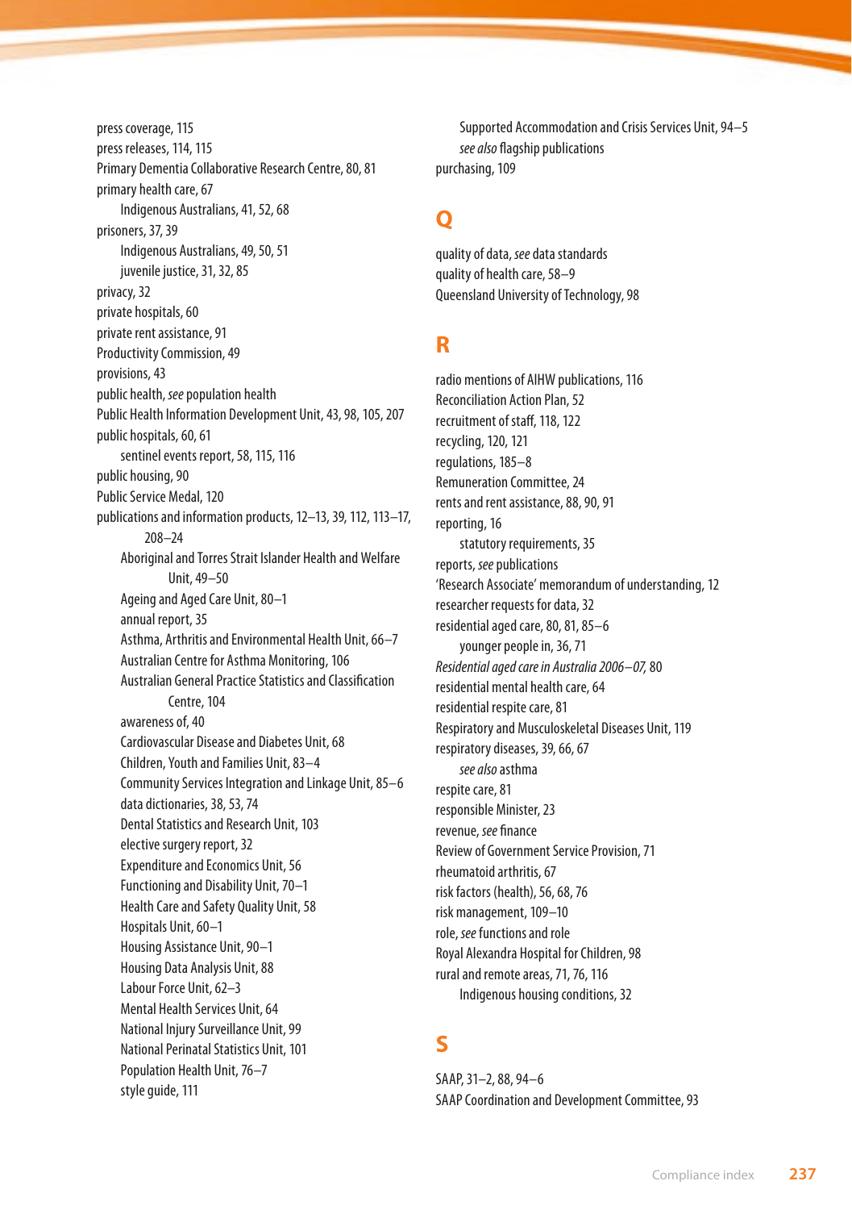press coverage, 115
press releases, 114, 115
Primary Dementia Collaborative Research Centre, 80, 81
primary health care, 67
  Indigenous Australians, 41, 52, 68
prisoners, 37, 39
  Indigenous Australians, 49, 50, 51
  juvenile justice, 31, 32, 85
privacy, 32
private hospitals, 60
private rent assistance, 91
Productivity Commission, 49
provisions, 43
public health, *see* population health
Public Health Information Development Unit, 43, 98, 105, 207
public hospitals, 60, 61
  sentinel events report, 58, 115, 116
public housing, 90
Public Service Medal, 120
publications and information products, 12–13, 39, 112, 113–17, 208–24
  Aboriginal and Torres Strait Islander Health and Welfare Unit, 49–50
  Ageing and Aged Care Unit, 80–1
  annual report, 35
  Asthma, Arthritis and Environmental Health Unit, 66–7
  Australian Centre for Asthma Monitoring, 106
  Australian General Practice Statistics and Classification Centre, 104
  awareness of, 40
  Cardiovascular Disease and Diabetes Unit, 68
  Children, Youth and Families Unit, 83–4
  Community Services Integration and Linkage Unit, 85–6
  data dictionaries, 38, 53, 74
  Dental Statistics and Research Unit, 103
  elective surgery report, 32
  Expenditure and Economics Unit, 56
  Functioning and Disability Unit, 70–1
  Health Care and Safety Quality Unit, 58
  Hospitals Unit, 60–1
  Housing Assistance Unit, 90–1
  Housing Data Analysis Unit, 88
  Labour Force Unit, 62–3
  Mental Health Services Unit, 64
  National Injury Surveillance Unit, 99
  National Perinatal Statistics Unit, 101
  Population Health Unit, 76–7
  style guide, 111
  Supported Accommodation and Crisis Services Unit, 94–5
  *see also* flagship publications
purchasing, 109

## Q

quality of data, *see* data standards
quality of health care, 58–9
Queensland University of Technology, 98

## R

radio mentions of AIHW publications, 116
Reconciliation Action Plan, 52
recruitment of staff, 118, 122
recycling, 120, 121
regulations, 185–8
Remuneration Committee, 24
rents and rent assistance, 88, 90, 91
reporting, 16
  statutory requirements, 35
reports, *see* publications
'Research Associate' memorandum of understanding, 12
researcher requests for data, 32
residential aged care, 80, 81, 85–6
  younger people in, 36, 71
*Residential aged care in Australia 2006–07,* 80
residential mental health care, 64
residential respite care, 81
Respiratory and Musculoskeletal Diseases Unit, 119
respiratory diseases, 39, 66, 67
  *see also* asthma
respite care, 81
responsible Minister, 23
revenue, *see* finance
Review of Government Service Provision, 71
rheumatoid arthritis, 67
risk factors (health), 56, 68, 76
risk management, 109–10
role, *see* functions and role
Royal Alexandra Hospital for Children, 98
rural and remote areas, 71, 76, 116
  Indigenous housing conditions, 32

## S

SAAP, 31–2, 88, 94–6
SAAP Coordination and Development Committee, 93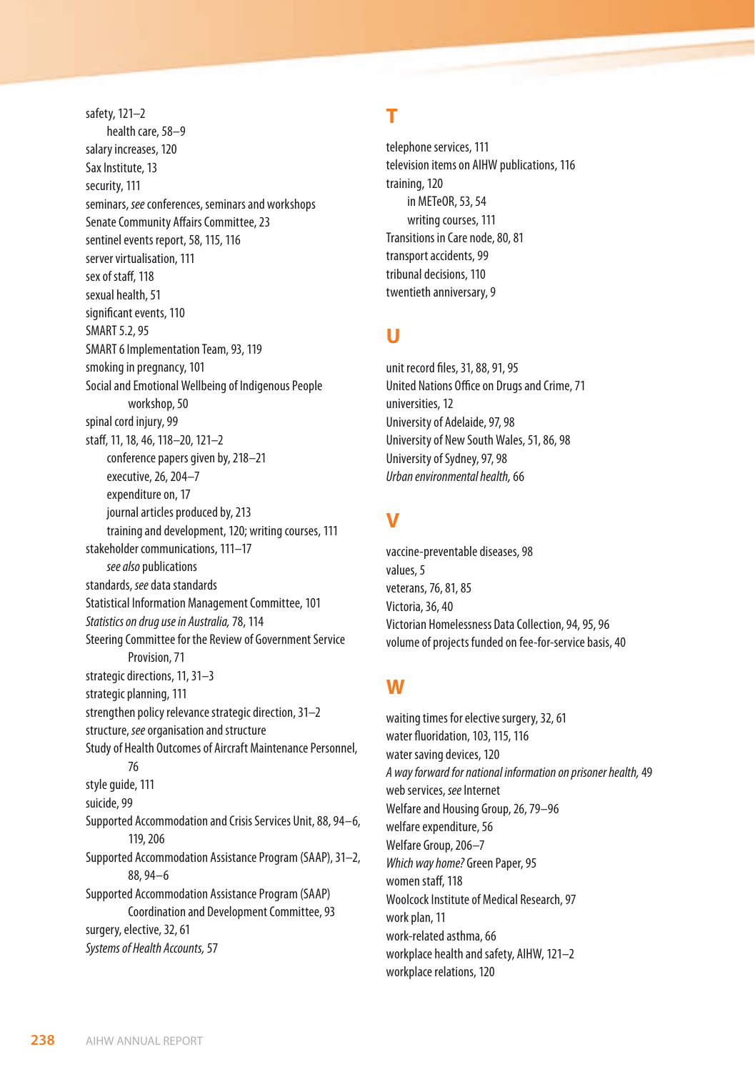safety, 121–2
- health care, 58–9

salary increases, 120
Sax Institute, 13
security, 111
seminars, *see* conferences, seminars and workshops
Senate Community Affairs Committee, 23
sentinel events report, 58, 115, 116
server virtualisation, 111
sex of staff, 118
sexual health, 51
significant events, 110
SMART 5.2, 95
SMART 6 Implementation Team, 93, 119
smoking in pregnancy, 101
Social and Emotional Wellbeing of Indigenous People workshop, 50
spinal cord injury, 99
staff, 11, 18, 46, 118–20, 121–2
- conference papers given by, 218–21
- executive, 26, 204–7
- expenditure on, 17
- journal articles produced by, 213
- training and development, 120; writing courses, 111

stakeholder communications, 111–17
- *see also* publications

standards, *see* data standards
Statistical Information Management Committee, 101
*Statistics on drug use in Australia,* 78, 114
Steering Committee for the Review of Government Service Provision, 71
strategic directions, 11, 31–3
strategic planning, 111
strengthen policy relevance strategic direction, 31–2
structure, *see* organisation and structure
Study of Health Outcomes of Aircraft Maintenance Personnel, 76
style guide, 111
suicide, 99
Supported Accommodation and Crisis Services Unit, 88, 94–6, 119, 206
Supported Accommodation Assistance Program (SAAP), 31–2, 88, 94–6
Supported Accommodation Assistance Program (SAAP) Coordination and Development Committee, 93
surgery, elective, 32, 61
*Systems of Health Accounts,* 57

## T

telephone services, 111
television items on AIHW publications, 116
training, 120
- in METeOR, 53, 54
- writing courses, 111

Transitions in Care node, 80, 81
transport accidents, 99
tribunal decisions, 110
twentieth anniversary, 9

## U

unit record files, 31, 88, 91, 95
United Nations Office on Drugs and Crime, 71
universities, 12
University of Adelaide, 97, 98
University of New South Wales, 51, 86, 98
University of Sydney, 97, 98
*Urban environmental health,* 66

## V

vaccine-preventable diseases, 98
values, 5
veterans, 76, 81, 85
Victoria, 36, 40
Victorian Homelessness Data Collection, 94, 95, 96
volume of projects funded on fee-for-service basis, 40

## W

waiting times for elective surgery, 32, 61
water fluoridation, 103, 115, 116
water saving devices, 120
*A way forward for national information on prisoner health,* 49
web services, *see* Internet
Welfare and Housing Group, 26, 79–96
welfare expenditure, 56
Welfare Group, 206–7
*Which way home?* Green Paper, 95
women staff, 118
Woolcock Institute of Medical Research, 97
work plan, 11
work-related asthma, 66
workplace health and safety, AIHW, 121–2
workplace relations, 120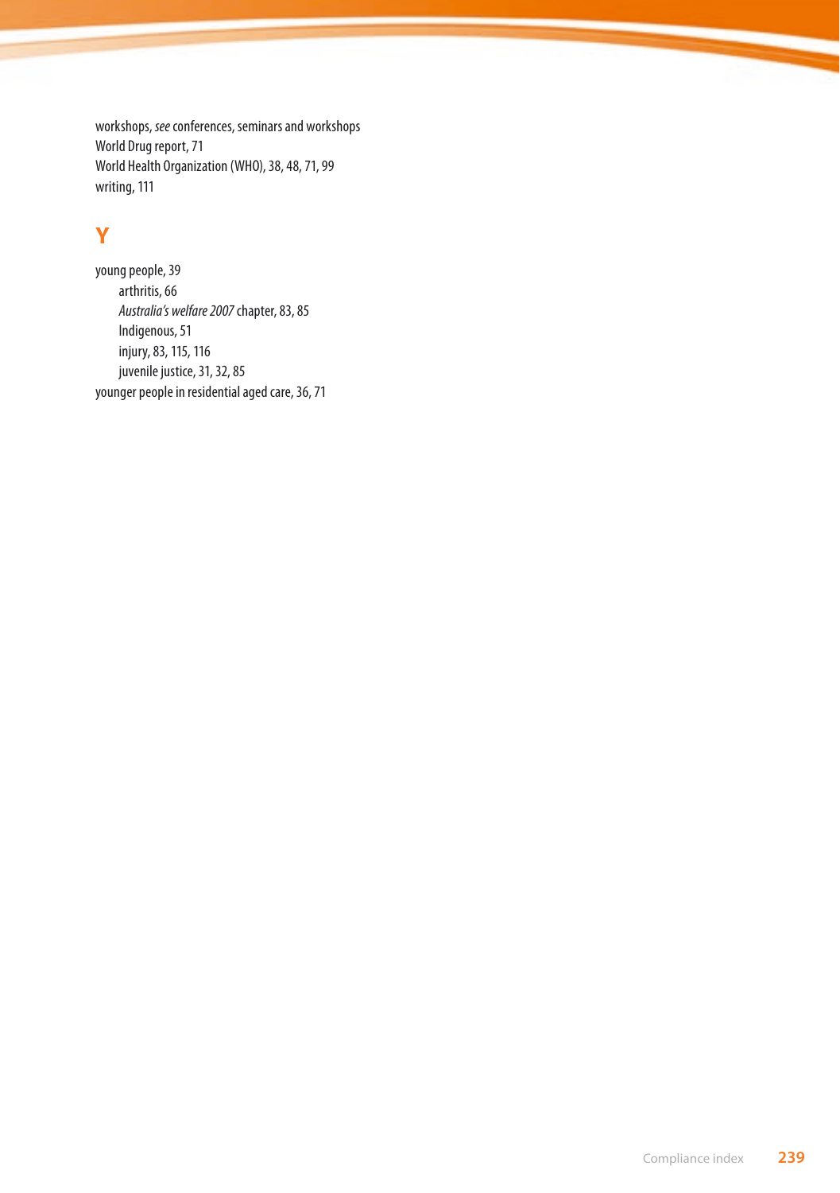workshops, *see* conferences, seminars and workshops
World Drug report, 71
World Health Organization (WHO), 38, 48, 71, 99
writing, 111

## Y

young people, 39
- arthritis, 66
- *Australia's welfare 2007* chapter, 83, 85
- Indigenous, 51
- injury, 83, 115, 116
- juvenile justice, 31, 32, 85

younger people in residential aged care, 36, 71